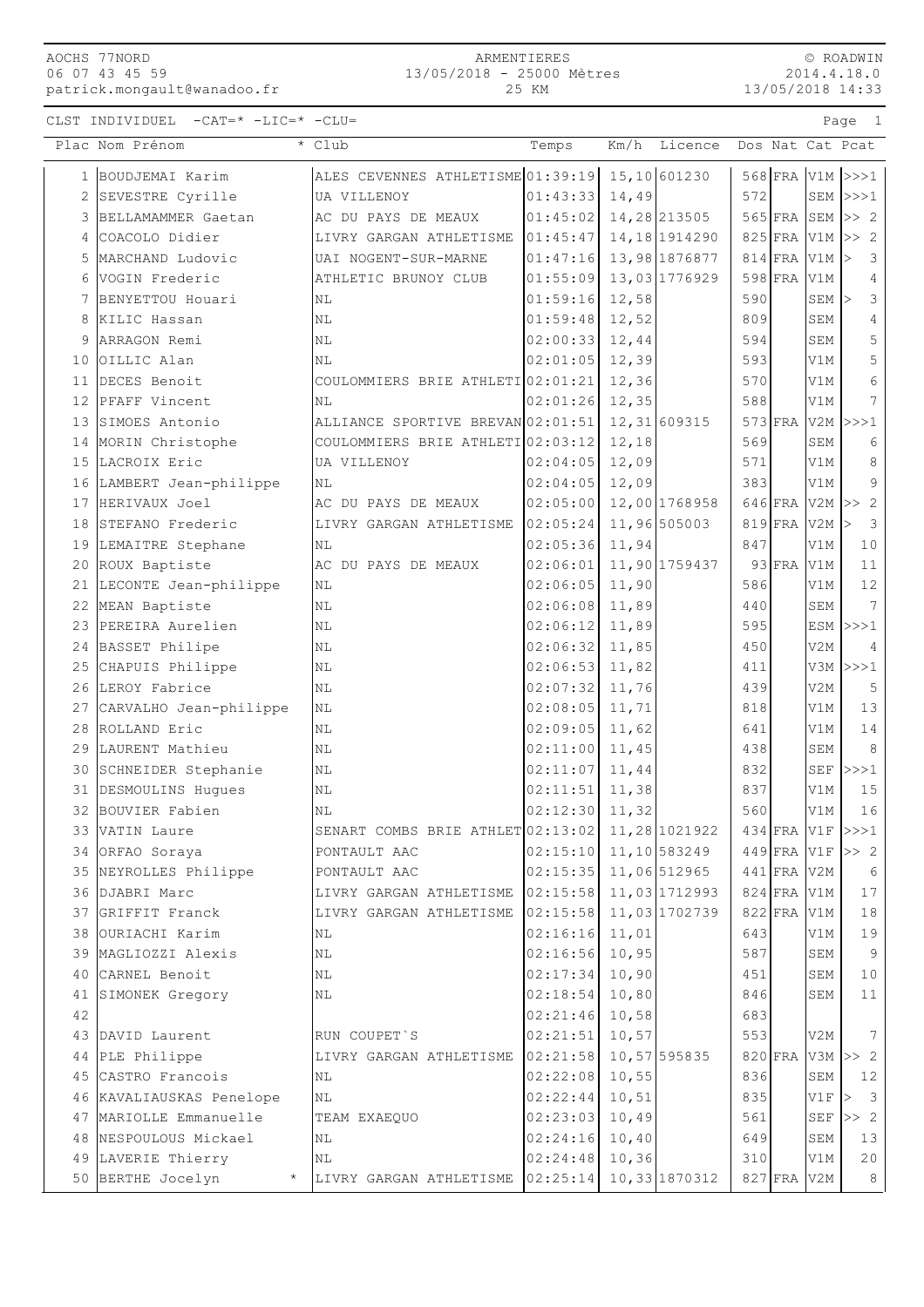AOCHS 77NORD
06 07 43 45 59
patrick.mongault@wanadoo.fr

ARMENTIERES
13/05/2018 - 25000 Mètres
25 KM

© ROADWIN
2014.4.18.0
13/05/2018 14:33

CLST INDIVIDUEL -CAT=* -LIC=* -CLU=

| Plac | Nom Prénom | * | Club | Temps | Km/h | Licence | Dos | Nat | Cat | Pcat |
|---|---|---|---|---|---|---|---|---|---|---|
| 1 | BOUDJEMAI Karim | | ALES CEVENNES ATHLETISME | 01:39:19 | 15,10 | 601230 | 568 | FRA | V1M | >>>1 |
| 2 | SEVESTRE Cyrille | | UA VILLENOY | 01:43:33 | 14,49 | | 572 | | SEM | >>>1 |
| 3 | BELLAMAMMER Gaetan | | AC DU PAYS DE MEAUX | 01:45:02 | 14,28 | 213505 | 565 | FRA | SEM | >> 2 |
| 4 | COACOLO Didier | | LIVRY GARGAN ATHLETISME | 01:45:47 | 14,18 | 1914290 | 825 | FRA | V1M | >> 2 |
| 5 | MARCHAND Ludovic | | UAI NOGENT-SUR-MARNE | 01:47:16 | 13,98 | 1876877 | 814 | FRA | V1M | > 3 |
| 6 | VOGIN Frederic | | ATHLETIC BRUNOY CLUB | 01:55:09 | 13,03 | 1776929 | 598 | FRA | V1M | 4 |
| 7 | BENYETTOU Houari | | NL | 01:59:16 | 12,58 | | 590 | | SEM | > 3 |
| 8 | KILIC Hassan | | NL | 01:59:48 | 12,52 | | 809 | | SEM | 4 |
| 9 | ARRAGON Remi | | NL | 02:00:33 | 12,44 | | 594 | | SEM | 5 |
| 10 | OILLIC Alan | | NL | 02:01:05 | 12,39 | | 593 | | V1M | 5 |
| 11 | DECES Benoit | | COULOMMIERS BRIE ATHLETI | 02:01:21 | 12,36 | | 570 | | V1M | 6 |
| 12 | PFAFF Vincent | | NL | 02:01:26 | 12,35 | | 588 | | V1M | 7 |
| 13 | SIMOES Antonio | | ALLIANCE SPORTIVE BREVAN | 02:01:51 | 12,31 | 609315 | 573 | FRA | V2M | >>>1 |
| 14 | MORIN Christophe | | COULOMMIERS BRIE ATHLETI | 02:03:12 | 12,18 | | 569 | | SEM | 6 |
| 15 | LACROIX Eric | | UA VILLENOY | 02:04:05 | 12,09 | | 571 | | V1M | 8 |
| 16 | LAMBERT Jean-philippe | | NL | 02:04:05 | 12,09 | | 383 | | V1M | 9 |
| 17 | HERIVAUX Joel | | AC DU PAYS DE MEAUX | 02:05:00 | 12,00 | 1768958 | 646 | FRA | V2M | >> 2 |
| 18 | STEFANO Frederic | | LIVRY GARGAN ATHLETISME | 02:05:24 | 11,96 | 505003 | 819 | FRA | V2M | > 3 |
| 19 | LEMAITRE Stephane | | NL | 02:05:36 | 11,94 | | 847 | | V1M | 10 |
| 20 | ROUX Baptiste | | AC DU PAYS DE MEAUX | 02:06:01 | 11,90 | 1759437 | 93 | FRA | V1M | 11 |
| 21 | LECONTE Jean-philippe | | NL | 02:06:05 | 11,90 | | 586 | | V1M | 12 |
| 22 | MEAN Baptiste | | NL | 02:06:08 | 11,89 | | 440 | | SEM | 7 |
| 23 | PEREIRA Aurelien | | NL | 02:06:12 | 11,89 | | 595 | | ESM | >>>1 |
| 24 | BASSET Philipe | | NL | 02:06:32 | 11,85 | | 450 | | V2M | 4 |
| 25 | CHAPUIS Philippe | | NL | 02:06:53 | 11,82 | | 411 | | V3M | >>>1 |
| 26 | LEROY Fabrice | | NL | 02:07:32 | 11,76 | | 439 | | V2M | 5 |
| 27 | CARVALHO Jean-philippe | | NL | 02:08:05 | 11,71 | | 818 | | V1M | 13 |
| 28 | ROLLAND Eric | | NL | 02:09:05 | 11,62 | | 641 | | V1M | 14 |
| 29 | LAURENT Mathieu | | NL | 02:11:00 | 11,45 | | 438 | | SEM | 8 |
| 30 | SCHNEIDER Stephanie | | NL | 02:11:07 | 11,44 | | 832 | | SEF | >>>1 |
| 31 | DESMOULINS Hugues | | NL | 02:11:51 | 11,38 | | 837 | | V1M | 15 |
| 32 | BOUVIER Fabien | | NL | 02:12:30 | 11,32 | | 560 | | V1M | 16 |
| 33 | VATIN Laure | | SENART COMBS BRIE ATHLET | 02:13:02 | 11,28 | 1021922 | 434 | FRA | V1F | >>>1 |
| 34 | ORFAO Soraya | | PONTAULT AAC | 02:15:10 | 11,10 | 583249 | 449 | FRA | V1F | >> 2 |
| 35 | NEYROLLES Philippe | | PONTAULT AAC | 02:15:35 | 11,06 | 512965 | 441 | FRA | V2M | 6 |
| 36 | DJABRI Marc | | LIVRY GARGAN ATHLETISME | 02:15:58 | 11,03 | 1712993 | 824 | FRA | V1M | 17 |
| 37 | GRIFFIT Franck | | LIVRY GARGAN ATHLETISME | 02:15:58 | 11,03 | 1702739 | 822 | FRA | V1M | 18 |
| 38 | OURIACHI Karim | | NL | 02:16:16 | 11,01 | | 643 | | V1M | 19 |
| 39 | MAGLIOZZI Alexis | | NL | 02:16:56 | 10,95 | | 587 | | SEM | 9 |
| 40 | CARNEL Benoit | | NL | 02:17:34 | 10,90 | | 451 | | SEM | 10 |
| 41 | SIMONEK Gregory | | NL | 02:18:54 | 10,80 | | 846 | | SEM | 11 |
| 42 | | | | 02:21:46 | 10,58 | | 683 | | | |
| 43 | DAVID Laurent | | RUN COUPET`S | 02:21:51 | 10,57 | | 553 | | V2M | 7 |
| 44 | PLE Philippe | | LIVRY GARGAN ATHLETISME | 02:21:58 | 10,57 | 595835 | 820 | FRA | V3M | >> 2 |
| 45 | CASTRO Francois | | NL | 02:22:08 | 10,55 | | 836 | | SEM | 12 |
| 46 | KAVALIAUSKAS Penelope | | NL | 02:22:44 | 10,51 | | 835 | | V1F | > 3 |
| 47 | MARIOLLE Emmanuelle | | TEAM EXAEQUO | 02:23:03 | 10,49 | | 561 | | SEF | >> 2 |
| 48 | NESPOULOUS Mickael | | NL | 02:24:16 | 10,40 | | 649 | | SEM | 13 |
| 49 | LAVERIE Thierry | | NL | 02:24:48 | 10,36 | | 310 | | V1M | 20 |
| 50 | BERTHE Jocelyn | * | LIVRY GARGAN ATHLETISME | 02:25:14 | 10,33 | 1870312 | 827 | FRA | V2M | 8 |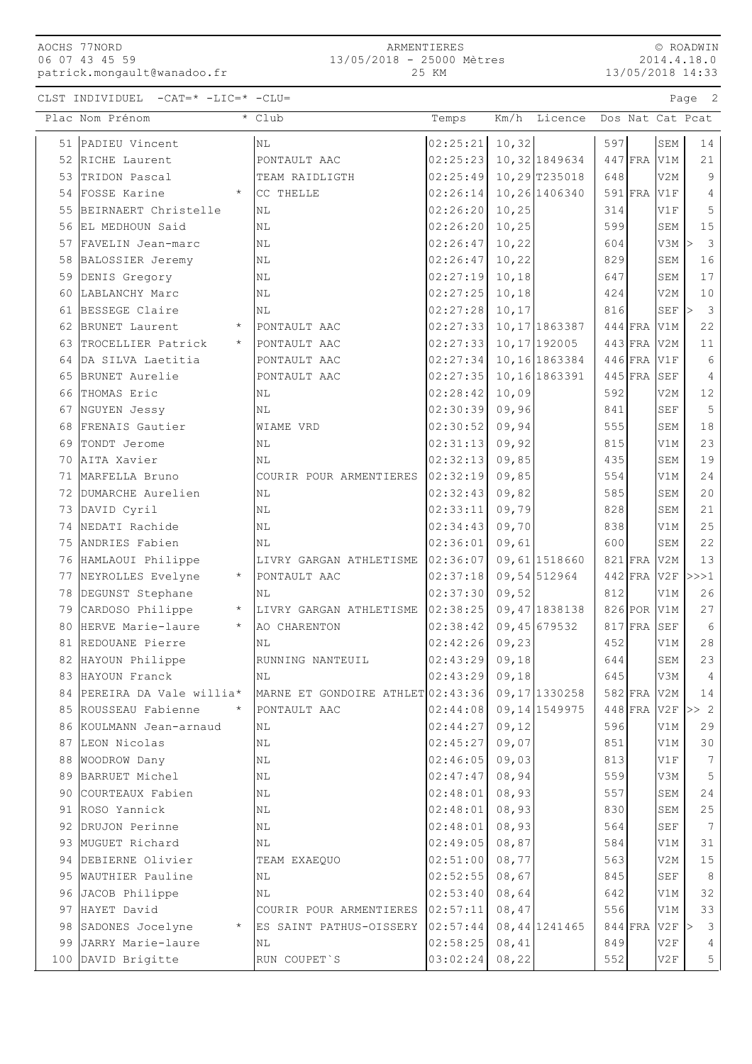CLST INDIVIDUEL -CAT=* -LIC=* -CLU=

| Plac | Nom Prénom | * | Club | Temps | Km/h | Licence | Dos | Nat | Cat | Pcat |
|---|---|---|---|---|---|---|---|---|---|---|
| 51 | PADIEU Vincent | | NL | 02:25:21 | 10,32 | | 597 | | SEM | 14 |
| 52 | RICHE Laurent | | PONTAULT AAC | 02:25:23 | 10,32 | 1849634 | 447 | FRA | V1M | 21 |
| 53 | TRIDON Pascal | | TEAM RAIDLIGTH | 02:25:49 | 10,29 | T235018 | 648 | | V2M | 9 |
| 54 | FOSSE Karine | * | CC THELLE | 02:26:14 | 10,26 | 1406340 | 591 | FRA | V1F | 4 |
| 55 | BEIRNAERT Christelle | | NL | 02:26:20 | 10,25 | | 314 | | V1F | 5 |
| 56 | EL MEDHOUN Said | | NL | 02:26:20 | 10,25 | | 599 | | SEM | 15 |
| 57 | FAVELIN Jean-marc | | NL | 02:26:47 | 10,22 | | 604 | | V3M | > 3 |
| 58 | BALOSSIER Jeremy | | NL | 02:26:47 | 10,22 | | 829 | | SEM | 16 |
| 59 | DENIS Gregory | | NL | 02:27:19 | 10,18 | | 647 | | SEM | 17 |
| 60 | LABLANCHY Marc | | NL | 02:27:25 | 10,18 | | 424 | | V2M | 10 |
| 61 | BESSEGE Claire | | NL | 02:27:28 | 10,17 | | 816 | | SEF | > 3 |
| 62 | BRUNET Laurent | * | PONTAULT AAC | 02:27:33 | 10,17 | 1863387 | 444 | FRA | V1M | 22 |
| 63 | TROCELLIER Patrick | * | PONTAULT AAC | 02:27:33 | 10,17 | 192005 | 443 | FRA | V2M | 11 |
| 64 | DA SILVA Laetitia | | PONTAULT AAC | 02:27:34 | 10,16 | 1863384 | 446 | FRA | V1F | 6 |
| 65 | BRUNET Aurelie | | PONTAULT AAC | 02:27:35 | 10,16 | 1863391 | 445 | FRA | SEF | 4 |
| 66 | THOMAS Eric | | NL | 02:28:42 | 10,09 | | 592 | | V2M | 12 |
| 67 | NGUYEN Jessy | | NL | 02:30:39 | 09,96 | | 841 | | SEF | 5 |
| 68 | FRENAIS Gautier | | WIAME VRD | 02:30:52 | 09,94 | | 555 | | SEM | 18 |
| 69 | TONDT Jerome | | NL | 02:31:13 | 09,92 | | 815 | | V1M | 23 |
| 70 | AITA Xavier | | NL | 02:32:13 | 09,85 | | 435 | | SEM | 19 |
| 71 | MARFELLA Bruno | | COURIR POUR ARMENTIERES | 02:32:19 | 09,85 | | 554 | | V1M | 24 |
| 72 | DUMARCHE Aurelien | | NL | 02:32:43 | 09,82 | | 585 | | SEM | 20 |
| 73 | DAVID Cyril | | NL | 02:33:11 | 09,79 | | 828 | | SEM | 21 |
| 74 | NEDATI Rachide | | NL | 02:34:43 | 09,70 | | 838 | | V1M | 25 |
| 75 | ANDRIES Fabien | | NL | 02:36:01 | 09,61 | | 600 | | SEM | 22 |
| 76 | HAMLAOUI Philippe | | LIVRY GARGAN ATHLETISME | 02:36:07 | 09,61 | 1518660 | 821 | FRA | V2M | 13 |
| 77 | NEYROLLES Evelyne | * | PONTAULT AAC | 02:37:18 | 09,54 | 512964 | 442 | FRA | V2F | >>>1 |
| 78 | DEGUNST Stephane | | NL | 02:37:30 | 09,52 | | 812 | | V1M | 26 |
| 79 | CARDOSO Philippe | * | LIVRY GARGAN ATHLETISME | 02:38:25 | 09,47 | 1838138 | 826 | POR | V1M | 27 |
| 80 | HERVE Marie-laure | * | AO CHARENTON | 02:38:42 | 09,45 | 679532 | 817 | FRA | SEF | 6 |
| 81 | REDOUANE Pierre | | NL | 02:42:26 | 09,23 | | 452 | | V1M | 28 |
| 82 | HAYOUN Philippe | | RUNNING NANTEUIL | 02:43:29 | 09,18 | | 644 | | SEM | 23 |
| 83 | HAYOUN Franck | | NL | 02:43:29 | 09,18 | | 645 | | V3M | 4 |
| 84 | PEREIRA DA Vale willia | * | MARNE ET GONDOIRE ATHLET | 02:43:36 | 09,17 | 1330258 | 582 | FRA | V2M | 14 |
| 85 | ROUSSEAU Fabienne | * | PONTAULT AAC | 02:44:08 | 09,14 | 1549975 | 448 | FRA | V2F | >> 2 |
| 86 | KOULMANN Jean-arnaud | | NL | 02:44:27 | 09,12 | | 596 | | V1M | 29 |
| 87 | LEON Nicolas | | NL | 02:45:27 | 09,07 | | 851 | | V1M | 30 |
| 88 | WOODROW Dany | | NL | 02:46:05 | 09,03 | | 813 | | V1F | 7 |
| 89 | BARRUET Michel | | NL | 02:47:47 | 08,94 | | 559 | | V3M | 5 |
| 90 | COURTEAUX Fabien | | NL | 02:48:01 | 08,93 | | 557 | | SEM | 24 |
| 91 | ROSO Yannick | | NL | 02:48:01 | 08,93 | | 830 | | SEM | 25 |
| 92 | DRUJON Perinne | | NL | 02:48:01 | 08,93 | | 564 | | SEF | 7 |
| 93 | MUGUET Richard | | NL | 02:49:05 | 08,87 | | 584 | | V1M | 31 |
| 94 | DEBIERNE Olivier | | TEAM EXAEQUO | 02:51:00 | 08,77 | | 563 | | V2M | 15 |
| 95 | WAUTHIER Pauline | | NL | 02:52:55 | 08,67 | | 845 | | SEF | 8 |
| 96 | JACOB Philippe | | NL | 02:53:40 | 08,64 | | 642 | | V1M | 32 |
| 97 | HAYET David | | COURIR POUR ARMENTIERES | 02:57:11 | 08,47 | | 556 | | V1M | 33 |
| 98 | SADONES Jocelyne | * | ES SAINT PATHUS-OISSERY | 02:57:44 | 08,44 | 1241465 | 844 | FRA | V2F | > 3 |
| 99 | JARRY Marie-laure | | NL | 02:58:25 | 08,41 | | 849 | | V2F | 4 |
| 100 | DAVID Brigitte | | RUN COUPET`S | 03:02:24 | 08,22 | | 552 | | V2F | 5 |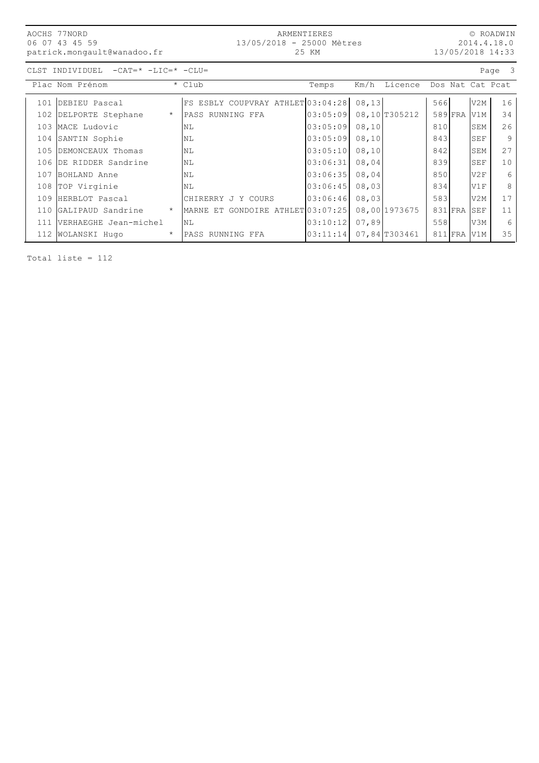AOCHS 77NORD
06 07 43 45 59
patrick.mongault@wanadoo.fr

ARMENTIERES
13/05/2018 - 25000 Mètres
25 KM

© ROADWIN
2014.4.18.0
13/05/2018 14:33

CLST INDIVIDUEL -CAT=* -LIC=* -CLU=

| Plac | Nom Prénom | * | Club | Temps | Km/h | Licence | Dos | Nat | Cat | Pcat |
|---|---|---|---|---|---|---|---|---|---|---|
| 101 | DEBIEU Pascal | | FS ESBLY COUPVRAY ATHLET | 03:04:28 | 08,13 | | 566 | | V2M | 16 |
| 102 | DELPORTE Stephane | * | PASS RUNNING FFA | 03:05:09 | 08,10 | T305212 | 589 | FRA | V1M | 34 |
| 103 | MACE Ludovic | | NL | 03:05:09 | 08,10 | | 810 | | SEM | 26 |
| 104 | SANTIN Sophie | | NL | 03:05:09 | 08,10 | | 843 | | SEF | 9 |
| 105 | DEMONCEAUX Thomas | | NL | 03:05:10 | 08,10 | | 842 | | SEM | 27 |
| 106 | DE RIDDER Sandrine | | NL | 03:06:31 | 08,04 | | 839 | | SEF | 10 |
| 107 | BOHLAND Anne | | NL | 03:06:35 | 08,04 | | 850 | | V2F | 6 |
| 108 | TOP Virginie | | NL | 03:06:45 | 08,03 | | 834 | | V1F | 8 |
| 109 | HERBLOT Pascal | | CHIRERRY J Y COURS | 03:06:46 | 08,03 | | 583 | | V2M | 17 |
| 110 | GALIPAUD Sandrine | * | MARNE ET GONDOIRE ATHLET | 03:07:25 | 08,00 | 1973675 | 831 | FRA | SEF | 11 |
| 111 | VERHAEGHE Jean-michel | | NL | 03:10:12 | 07,89 | | 558 | | V3M | 6 |
| 112 | WOLANSKI Hugo | * | PASS RUNNING FFA | 03:11:14 | 07,84 | T303461 | 811 | FRA | V1M | 35 |

Total liste = 112